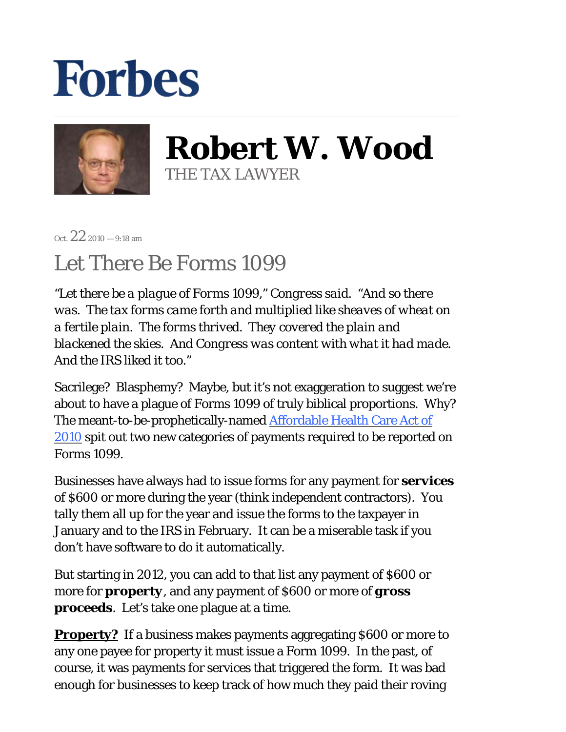# Forbes

# Robert W. Wood

THE TAX LAWYER

Oct. 22 2010 — 9:18 am

## Let There Be Forms 1099

*"Let there be a plague of Forms 1099," Congress said. "And so there was. The tax forms came forth and multiplied like sheaves of wheat on a fertile plain. The forms thrived. They covered the plain and blackened the skies. And Congress was content with what it had made. And the IRS liked it too."*

Sacrilege? Blasphemy? Maybe, but it's not exaggeration to suggest we're about to have a plague of Forms 1099 of truly biblical proportions. Why? The meant-to-be-prophetically-named [Affordable Health Care Act of 2010](http://) spit out two new categories of payments required to be reported on Forms 1099.

Businesses have always had to issue forms for any payment for **services** of $600 or more during the year (think independent contractors). You tally them all up for the year and issue the forms to the taxpayer in January and to the IRS in February. It can be a miserable task if you don't have software to do it automatically.

But starting in 2012, you can add to that list any payment of $600 or more for **property**, and any payment of $600 or more of **gross proceeds**. Let's take one plague at a time.

**Property?** If a business makes payments aggregating $600 or more to any one payee for property it must issue a Form 1099. In the past, of course, it was payments for services that triggered the form. It was bad enough for businesses to keep track of how much they paid their roving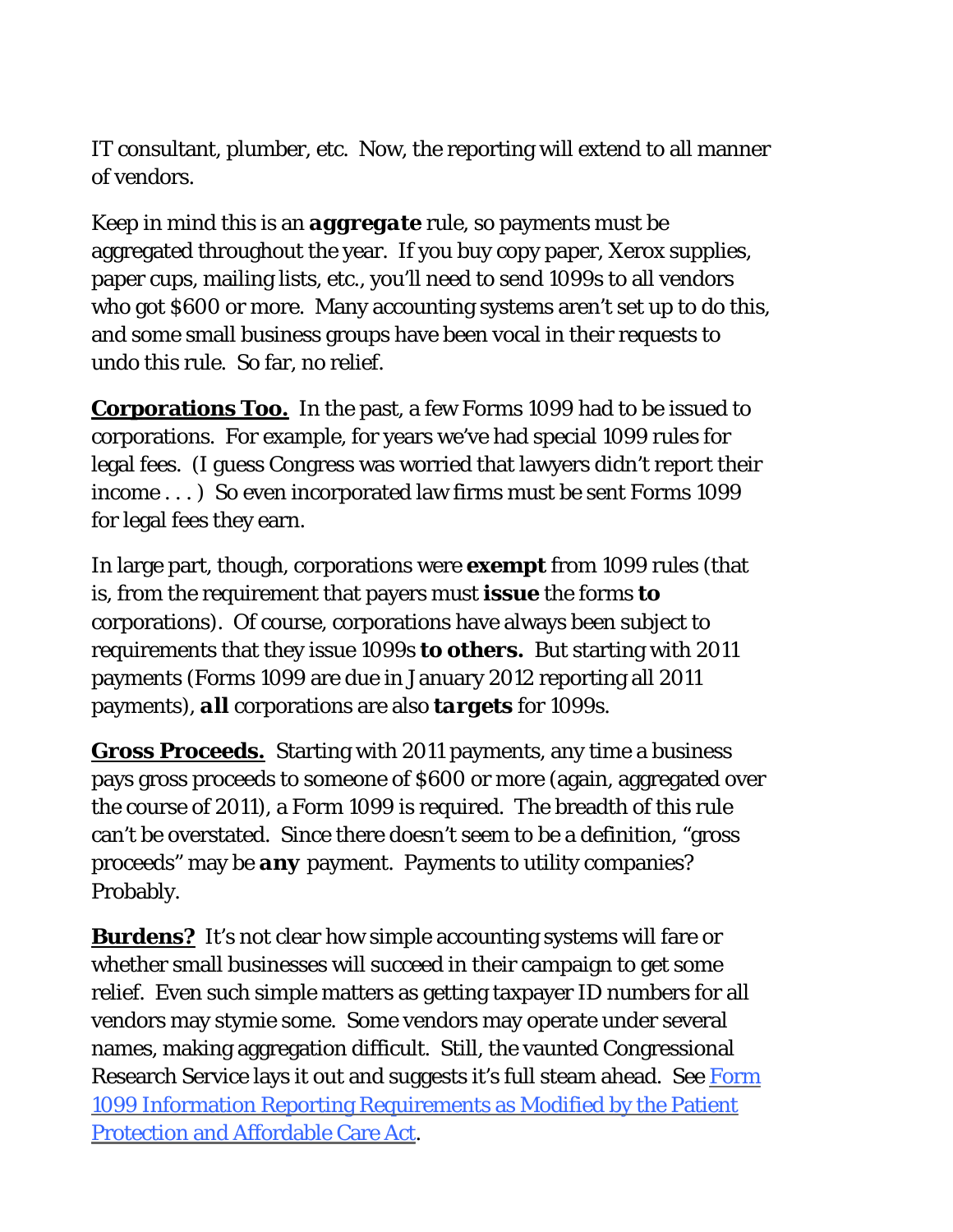IT consultant, plumber, etc. Now, the reporting will extend to all manner of vendors.

Keep in mind this is an ***aggregate*** rule, so payments must be aggregated throughout the year. If you buy copy paper, Xerox supplies, paper cups, mailing lists, etc., you'll need to send 1099s to all vendors who got $600 or more. Many accounting systems aren't set up to do this, and some small business groups have been vocal in their requests to undo this rule. So far, no relief.

**Corporations Too.** In the past, a few Forms 1099 had to be issued to corporations. For example, for years we've had special 1099 rules for legal fees. (I guess Congress was worried that lawyers didn't report their income . . . ) So even incorporated law firms must be sent Forms 1099 for legal fees they earn.

In large part, though, corporations were **exempt** from 1099 rules (that is, from the requirement that payers must **issue** the forms **to** corporations). Of course, corporations have always been subject to requirements that they issue 1099s ***to others.*** But starting with 2011 payments (Forms 1099 are due in January 2012 reporting all 2011 payments), ***all*** corporations are also ***targets*** for 1099s.

**Gross Proceeds.** Starting with 2011 payments, any time a business pays gross proceeds to someone of $600 or more (again, aggregated over the course of 2011), a Form 1099 is required. The breadth of this rule can't be overstated. Since there doesn't seem to be a definition, "gross proceeds" may be ***any*** payment. Payments to utility companies? Probably.

**Burdens?** It's not clear how simple accounting systems will fare or whether small businesses will succeed in their campaign to get some relief. Even such simple matters as getting taxpayer ID numbers for all vendors may stymie some. Some vendors may operate under several names, making aggregation difficult. Still, the vaunted Congressional Research Service lays it out and suggests it's full steam ahead. See Form 1099 Information Reporting Requirements as Modified by the Patient Protection and Affordable Care Act.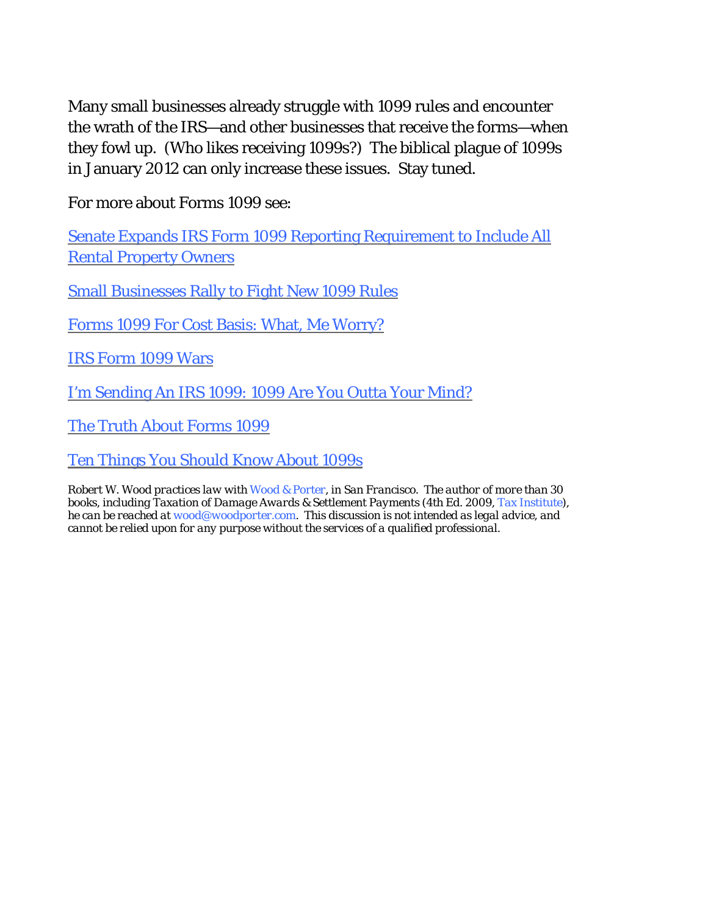Many small businesses already struggle with 1099 rules and encounter the wrath of the IRS—and other businesses that receive the forms—when they fowl up. (Who likes receiving 1099s?) The biblical plague of 1099s in January 2012 can only increase these issues. Stay tuned.

For more about Forms 1099 see:

Senate Expands IRS Form 1099 Reporting Requirement to Include All Rental Property Owners

Small Businesses Rally to Fight New 1099 Rules

Forms 1099 For Cost Basis: What, Me Worry?

IRS Form 1099 Wars

I'm Sending An IRS 1099: 1099 Are You Outta Your Mind?

The Truth About Forms 1099

Ten Things You Should Know About 1099s

*Robert W. Wood practices law with Wood & Porter, in San Francisco. The author of more than 30 books, including Taxation of Damage Awards & Settlement Payments (4th Ed. 2009, Tax Institute), he can be reached at wood@woodporter.com. This discussion is not intended as legal advice, and cannot be relied upon for any purpose without the services of a qualified professional.*